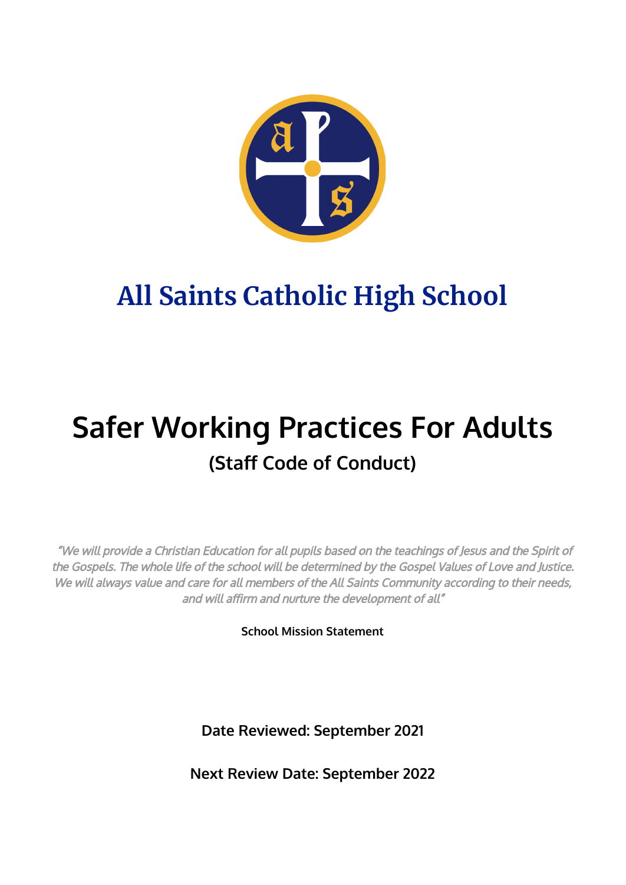# All Saints Catholic High School

# Safer Working Practices For Adults

## (Staff Code of Conduct)

*"We will provide a Christian Education for all pupils based on the teachings of Jesus and the Spirit of the Gospels. The whole life of the school will be determined by the Gospel Values of Love and Justice. We will always value and care for all members of the All Saints Community according to their needs, and will affirm and nurture the development of all"*

**School Mission Statement**

**Date Reviewed: September 2021**

**Next Review Date: September 2022**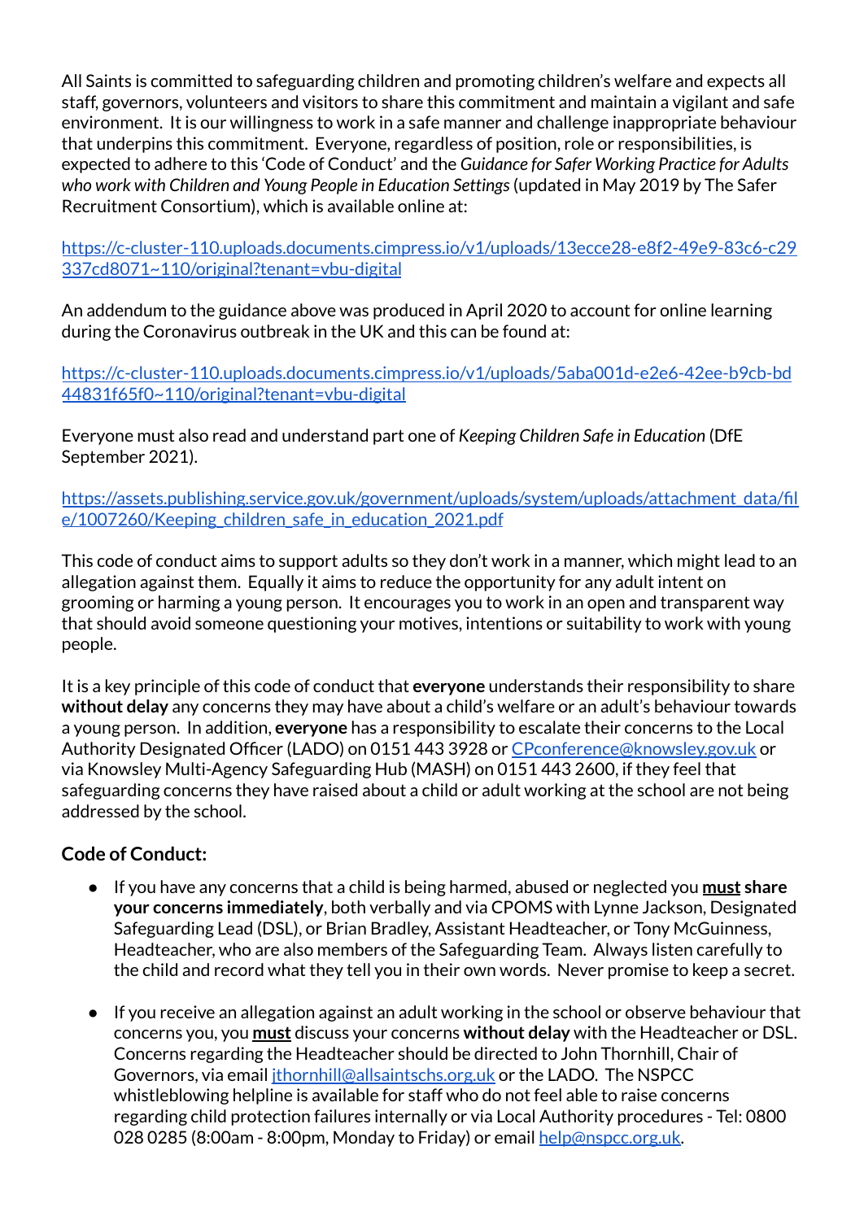All Saints is committed to safeguarding children and promoting children's welfare and expects all staff, governors, volunteers and visitors to share this commitment and maintain a vigilant and safe environment. It is our willingness to work in a safe manner and challenge inappropriate behaviour that underpins this commitment. Everyone, regardless of position, role or responsibilities, is expected to adhere to this 'Code of Conduct' and the *Guidance for Safer Working Practice for Adults who work with Children and Young People in Education Settings* (updated in May 2019 by The Safer Recruitment Consortium), which is available online at:

[https://c-cluster-110.uploads.documents.cimpress.io/v1/uploads/13ecce28-e8f2-49e9-83c6-c29337cd8071~110/original?tenant=vbu-digital](https://c-cluster-110.uploads.documents.cimpress.io/v1/uploads/13ecce28-e8f2-49e9-83c6-c29337cd8071~110/original?tenant=vbu-digital)

An addendum to the guidance above was produced in April 2020 to account for online learning during the Coronavirus outbreak in the UK and this can be found at:

[https://c-cluster-110.uploads.documents.cimpress.io/v1/uploads/5aba001d-e2e6-42ee-b9cb-bd44831f65f0~110/original?tenant=vbu-digital](https://c-cluster-110.uploads.documents.cimpress.io/v1/uploads/5aba001d-e2e6-42ee-b9cb-bd44831f65f0~110/original?tenant=vbu-digital)

Everyone must also read and understand part one of *Keeping Children Safe in Education* (DfE September 2021).

[https://assets.publishing.service.gov.uk/government/uploads/system/uploads/attachment_data/file/1007260/Keeping_children_safe_in_education_2021.pdf](https://assets.publishing.service.gov.uk/government/uploads/system/uploads/attachment_data/file/1007260/Keeping_children_safe_in_education_2021.pdf)

This code of conduct aims to support adults so they don't work in a manner, which might lead to an allegation against them. Equally it aims to reduce the opportunity for any adult intent on grooming or harming a young person. It encourages you to work in an open and transparent way that should avoid someone questioning your motives, intentions or suitability to work with young people.

It is a key principle of this code of conduct that **everyone** understands their responsibility to share **without delay** any concerns they may have about a child's welfare or an adult's behaviour towards a young person. In addition, **everyone** has a responsibility to escalate their concerns to the Local Authority Designated Officer (LADO) on 0151 443 3928 or [CPconference@knowsley.gov.uk](mailto:CPconference@knowsley.gov.uk) or via Knowsley Multi-Agency Safeguarding Hub (MASH) on 0151 443 2600, if they feel that safeguarding concerns they have raised about a child or adult working at the school are not being addressed by the school.

## Code of Conduct:

- If you have any concerns that a child is being harmed, abused or neglected you **must share your concerns immediately**, both verbally and via CPOMS with Lynne Jackson, Designated Safeguarding Lead (DSL), or Brian Bradley, Assistant Headteacher, or Tony McGuinness, Headteacher, who are also members of the Safeguarding Team. Always listen carefully to the child and record what they tell you in their own words. Never promise to keep a secret.

- If you receive an allegation against an adult working in the school or observe behaviour that concerns you, you **must** discuss your concerns **without delay** with the Headteacher or DSL. Concerns regarding the Headteacher should be directed to John Thornhill, Chair of Governors, via email [jthornhill@allsaintschs.org.uk](mailto:jthornhill@allsaintschs.org.uk) or the LADO. The NSPCC whistleblowing helpline is available for staff who do not feel able to raise concerns regarding child protection failures internally or via Local Authority procedures - Tel: 0800 028 0285 (8:00am - 8:00pm, Monday to Friday) or email [help@nspcc.org.uk](mailto:help@nspcc.org.uk).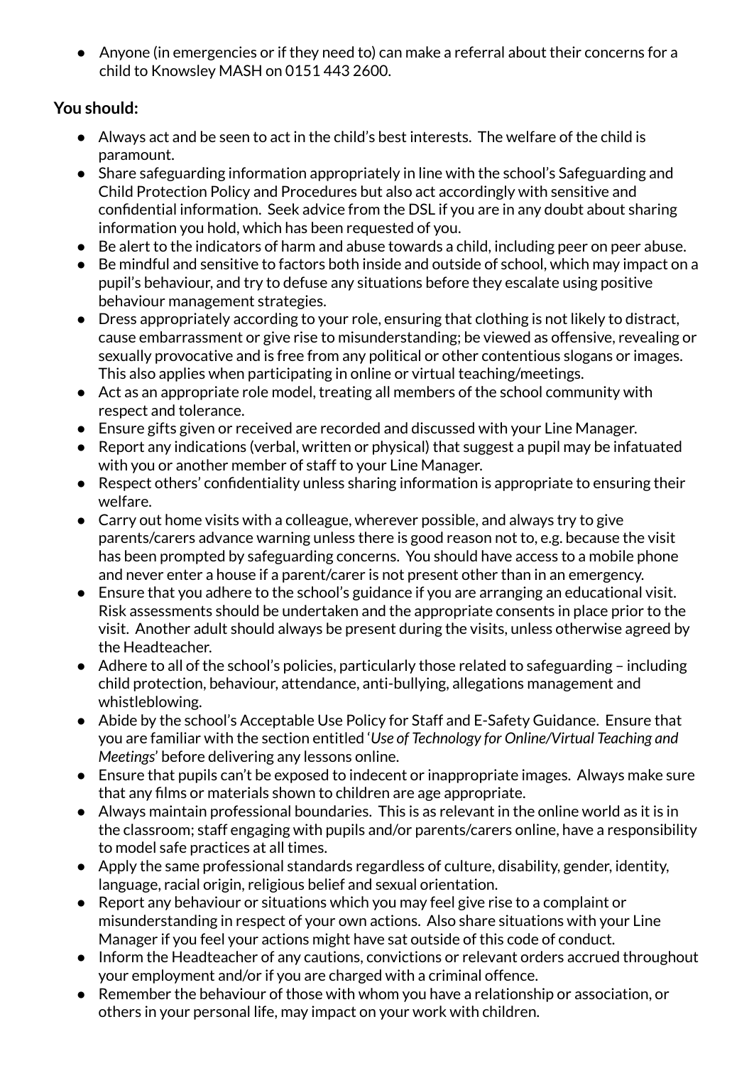- Anyone (in emergencies or if they need to) can make a referral about their concerns for a child to Knowsley MASH on 0151 443 2600.

**You should:**

- Always act and be seen to act in the child's best interests. The welfare of the child is paramount.
- Share safeguarding information appropriately in line with the school's Safeguarding and Child Protection Policy and Procedures but also act accordingly with sensitive and confidential information. Seek advice from the DSL if you are in any doubt about sharing information you hold, which has been requested of you.
- Be alert to the indicators of harm and abuse towards a child, including peer on peer abuse.
- Be mindful and sensitive to factors both inside and outside of school, which may impact on a pupil's behaviour, and try to defuse any situations before they escalate using positive behaviour management strategies.
- Dress appropriately according to your role, ensuring that clothing is not likely to distract, cause embarrassment or give rise to misunderstanding; be viewed as offensive, revealing or sexually provocative and is free from any political or other contentious slogans or images. This also applies when participating in online or virtual teaching/meetings.
- Act as an appropriate role model, treating all members of the school community with respect and tolerance.
- Ensure gifts given or received are recorded and discussed with your Line Manager.
- Report any indications (verbal, written or physical) that suggest a pupil may be infatuated with you or another member of staff to your Line Manager.
- Respect others' confidentiality unless sharing information is appropriate to ensuring their welfare.
- Carry out home visits with a colleague, wherever possible, and always try to give parents/carers advance warning unless there is good reason not to, e.g. because the visit has been prompted by safeguarding concerns. You should have access to a mobile phone and never enter a house if a parent/carer is not present other than in an emergency.
- Ensure that you adhere to the school's guidance if you are arranging an educational visit. Risk assessments should be undertaken and the appropriate consents in place prior to the visit. Another adult should always be present during the visits, unless otherwise agreed by the Headteacher.
- Adhere to all of the school's policies, particularly those related to safeguarding – including child protection, behaviour, attendance, anti-bullying, allegations management and whistleblowing.
- Abide by the school's Acceptable Use Policy for Staff and E-Safety Guidance. Ensure that you are familiar with the section entitled '*Use of Technology for Online/Virtual Teaching and Meetings*' before delivering any lessons online.
- Ensure that pupils can't be exposed to indecent or inappropriate images. Always make sure that any films or materials shown to children are age appropriate.
- Always maintain professional boundaries. This is as relevant in the online world as it is in the classroom; staff engaging with pupils and/or parents/carers online, have a responsibility to model safe practices at all times.
- Apply the same professional standards regardless of culture, disability, gender, identity, language, racial origin, religious belief and sexual orientation.
- Report any behaviour or situations which you may feel give rise to a complaint or misunderstanding in respect of your own actions. Also share situations with your Line Manager if you feel your actions might have sat outside of this code of conduct.
- Inform the Headteacher of any cautions, convictions or relevant orders accrued throughout your employment and/or if you are charged with a criminal offence.
- Remember the behaviour of those with whom you have a relationship or association, or others in your personal life, may impact on your work with children.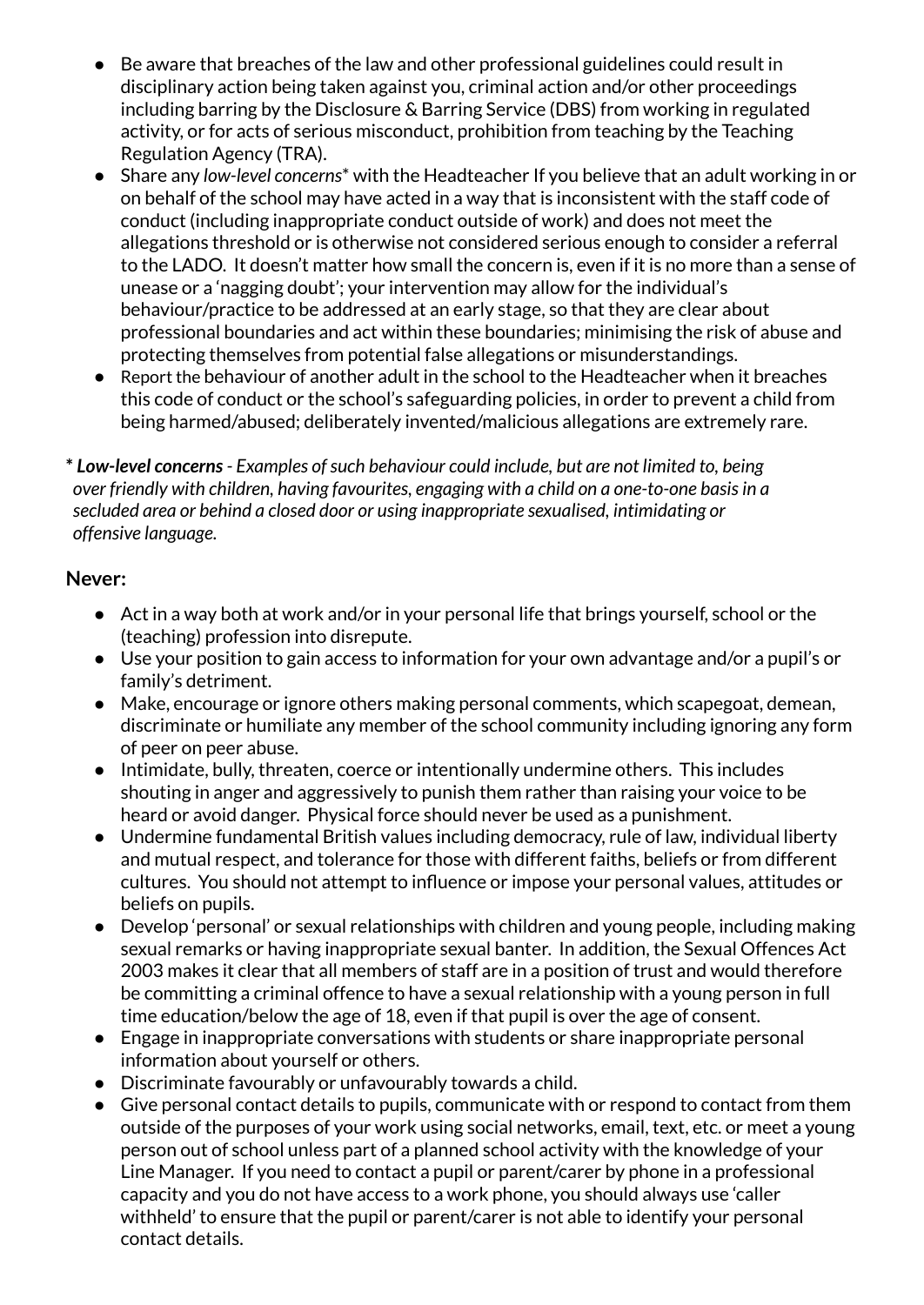- Be aware that breaches of the law and other professional guidelines could result in disciplinary action being taken against you, criminal action and/or other proceedings including barring by the Disclosure & Barring Service (DBS) from working in regulated activity, or for acts of serious misconduct, prohibition from teaching by the Teaching Regulation Agency (TRA).
- Share any *low-level concerns** with the Headteacher If you believe that an adult working in or on behalf of the school may have acted in a way that is inconsistent with the staff code of conduct (including inappropriate conduct outside of work) and does not meet the allegations threshold or is otherwise not considered serious enough to consider a referral to the LADO. It doesn't matter how small the concern is, even if it is no more than a sense of unease or a 'nagging doubt'; your intervention may allow for the individual's behaviour/practice to be addressed at an early stage, so that they are clear about professional boundaries and act within these boundaries; minimising the risk of abuse and protecting themselves from potential false allegations or misunderstandings.
- Report the behaviour of another adult in the school to the Headteacher when it breaches this code of conduct or the school's safeguarding policies, in order to prevent a child from being harmed/abused; deliberately invented/malicious allegations are extremely rare.

\* ***Low-level concerns*** *- Examples of such behaviour could include, but are not limited to, being over friendly with children, having favourites, engaging with a child on a one-to-one basis in a secluded area or behind a closed door or using inappropriate sexualised, intimidating or offensive language.*

**Never:**

- Act in a way both at work and/or in your personal life that brings yourself, school or the (teaching) profession into disrepute.
- Use your position to gain access to information for your own advantage and/or a pupil's or family's detriment.
- Make, encourage or ignore others making personal comments, which scapegoat, demean, discriminate or humiliate any member of the school community including ignoring any form of peer on peer abuse.
- Intimidate, bully, threaten, coerce or intentionally undermine others. This includes shouting in anger and aggressively to punish them rather than raising your voice to be heard or avoid danger. Physical force should never be used as a punishment.
- Undermine fundamental British values including democracy, rule of law, individual liberty and mutual respect, and tolerance for those with different faiths, beliefs or from different cultures. You should not attempt to influence or impose your personal values, attitudes or beliefs on pupils.
- Develop 'personal' or sexual relationships with children and young people, including making sexual remarks or having inappropriate sexual banter. In addition, the Sexual Offences Act 2003 makes it clear that all members of staff are in a position of trust and would therefore be committing a criminal offence to have a sexual relationship with a young person in full time education/below the age of 18, even if that pupil is over the age of consent.
- Engage in inappropriate conversations with students or share inappropriate personal information about yourself or others.
- Discriminate favourably or unfavourably towards a child.
- Give personal contact details to pupils, communicate with or respond to contact from them outside of the purposes of your work using social networks, email, text, etc. or meet a young person out of school unless part of a planned school activity with the knowledge of your Line Manager. If you need to contact a pupil or parent/carer by phone in a professional capacity and you do not have access to a work phone, you should always use 'caller withheld' to ensure that the pupil or parent/carer is not able to identify your personal contact details.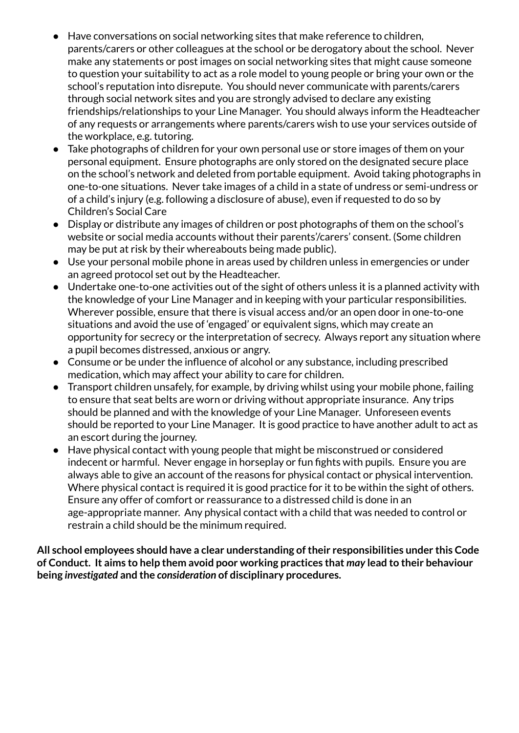- Have conversations on social networking sites that make reference to children, parents/carers or other colleagues at the school or be derogatory about the school. Never make any statements or post images on social networking sites that might cause someone to question your suitability to act as a role model to young people or bring your own or the school's reputation into disrepute. You should never communicate with parents/carers through social network sites and you are strongly advised to declare any existing friendships/relationships to your Line Manager. You should always inform the Headteacher of any requests or arrangements where parents/carers wish to use your services outside of the workplace, e.g. tutoring.
- Take photographs of children for your own personal use or store images of them on your personal equipment. Ensure photographs are only stored on the designated secure place on the school's network and deleted from portable equipment. Avoid taking photographs in one-to-one situations. Never take images of a child in a state of undress or semi-undress or of a child's injury (e.g. following a disclosure of abuse), even if requested to do so by Children's Social Care
- Display or distribute any images of children or post photographs of them on the school's website or social media accounts without their parents'/carers' consent. (Some children may be put at risk by their whereabouts being made public).
- Use your personal mobile phone in areas used by children unless in emergencies or under an agreed protocol set out by the Headteacher.
- Undertake one-to-one activities out of the sight of others unless it is a planned activity with the knowledge of your Line Manager and in keeping with your particular responsibilities. Wherever possible, ensure that there is visual access and/or an open door in one-to-one situations and avoid the use of 'engaged' or equivalent signs, which may create an opportunity for secrecy or the interpretation of secrecy. Always report any situation where a pupil becomes distressed, anxious or angry.
- Consume or be under the influence of alcohol or any substance, including prescribed medication, which may affect your ability to care for children.
- Transport children unsafely, for example, by driving whilst using your mobile phone, failing to ensure that seat belts are worn or driving without appropriate insurance. Any trips should be planned and with the knowledge of your Line Manager. Unforeseen events should be reported to your Line Manager. It is good practice to have another adult to act as an escort during the journey.
- Have physical contact with young people that might be misconstrued or considered indecent or harmful. Never engage in horseplay or fun fights with pupils. Ensure you are always able to give an account of the reasons for physical contact or physical intervention. Where physical contact is required it is good practice for it to be within the sight of others. Ensure any offer of comfort or reassurance to a distressed child is done in an age-appropriate manner. Any physical contact with a child that was needed to control or restrain a child should be the minimum required.

**All school employees should have a clear understanding of their responsibilities under this Code of Conduct. It aims to help them avoid poor working practices that *may* lead to their behaviour being *investigated* and the *consideration* of disciplinary procedures.**